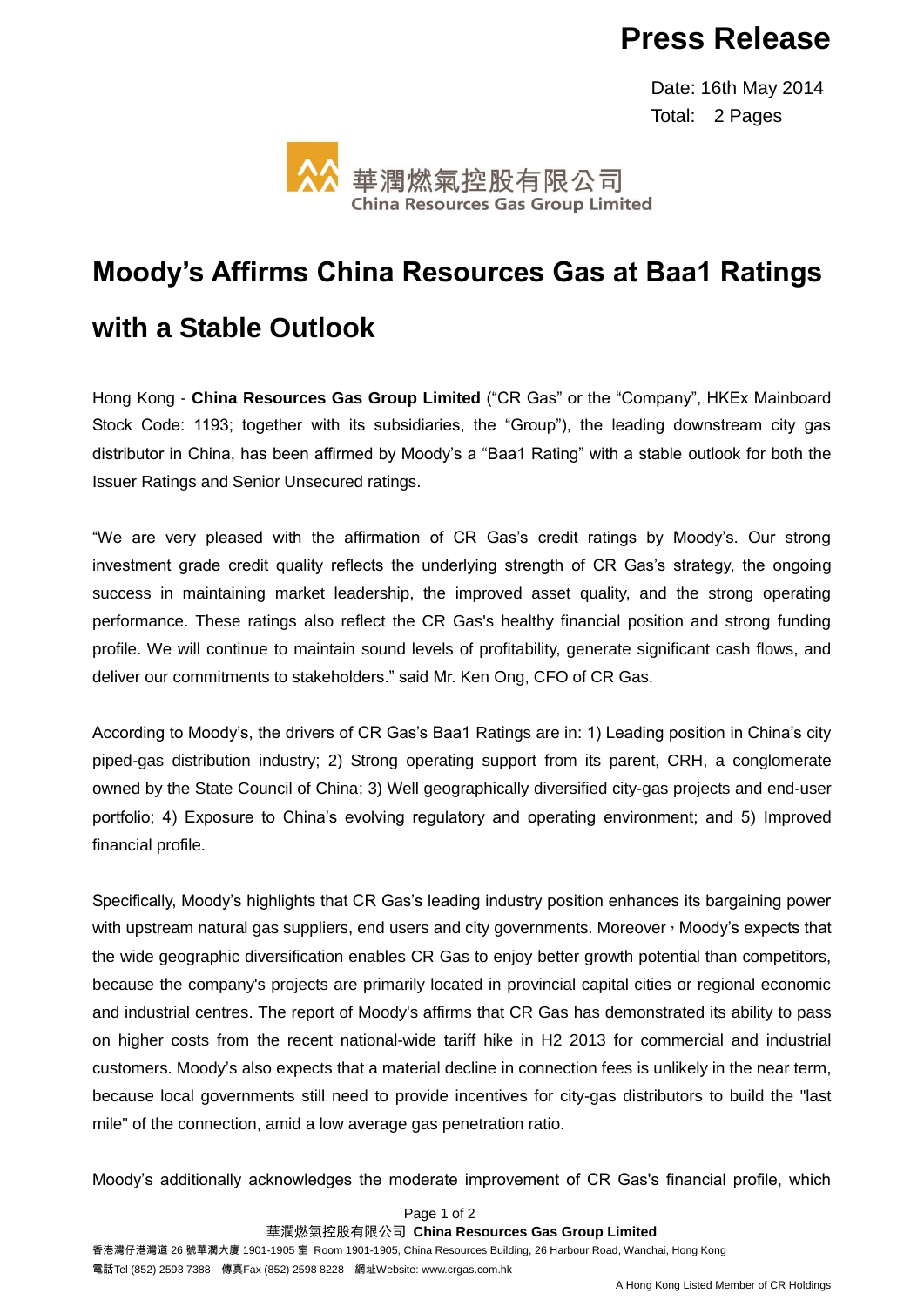# Press Release

Date: 16th May 2014
Total: 2 Pages

華潤燃氣控股有限公司
China Resources Gas Group Limited

## Moody's Affirms China Resources Gas at Baa1 Ratings with a Stable Outlook

Hong Kong - **China Resources Gas Group Limited** ("CR Gas" or the "Company", HKEx Mainboard Stock Code: 1193; together with its subsidiaries, the "Group"), the leading downstream city gas distributor in China, has been affirmed by Moody's a "Baa1 Rating" with a stable outlook for both the Issuer Ratings and Senior Unsecured ratings.

"We are very pleased with the affirmation of CR Gas's credit ratings by Moody's. Our strong investment grade credit quality reflects the underlying strength of CR Gas's strategy, the ongoing success in maintaining market leadership, the improved asset quality, and the strong operating performance. These ratings also reflect the CR Gas's healthy financial position and strong funding profile. We will continue to maintain sound levels of profitability, generate significant cash flows, and deliver our commitments to stakeholders." said Mr. Ken Ong, CFO of CR Gas.

According to Moody's, the drivers of CR Gas's Baa1 Ratings are in: 1) Leading position in China's city piped-gas distribution industry; 2) Strong operating support from its parent, CRH, a conglomerate owned by the State Council of China; 3) Well geographically diversified city-gas projects and end-user portfolio; 4) Exposure to China's evolving regulatory and operating environment; and 5) Improved financial profile.

Specifically, Moody's highlights that CR Gas's leading industry position enhances its bargaining power with upstream natural gas suppliers, end users and city governments. Moreover，Moody's expects that the wide geographic diversification enables CR Gas to enjoy better growth potential than competitors, because the company's projects are primarily located in provincial capital cities or regional economic and industrial centres. The report of Moody's affirms that CR Gas has demonstrated its ability to pass on higher costs from the recent national-wide tariff hike in H2 2013 for commercial and industrial customers. Moody's also expects that a material decline in connection fees is unlikely in the near term, because local governments still need to provide incentives for city-gas distributors to build the "last mile" of the connection, amid a low average gas penetration ratio.

Moody's additionally acknowledges the moderate improvement of CR Gas's financial profile, which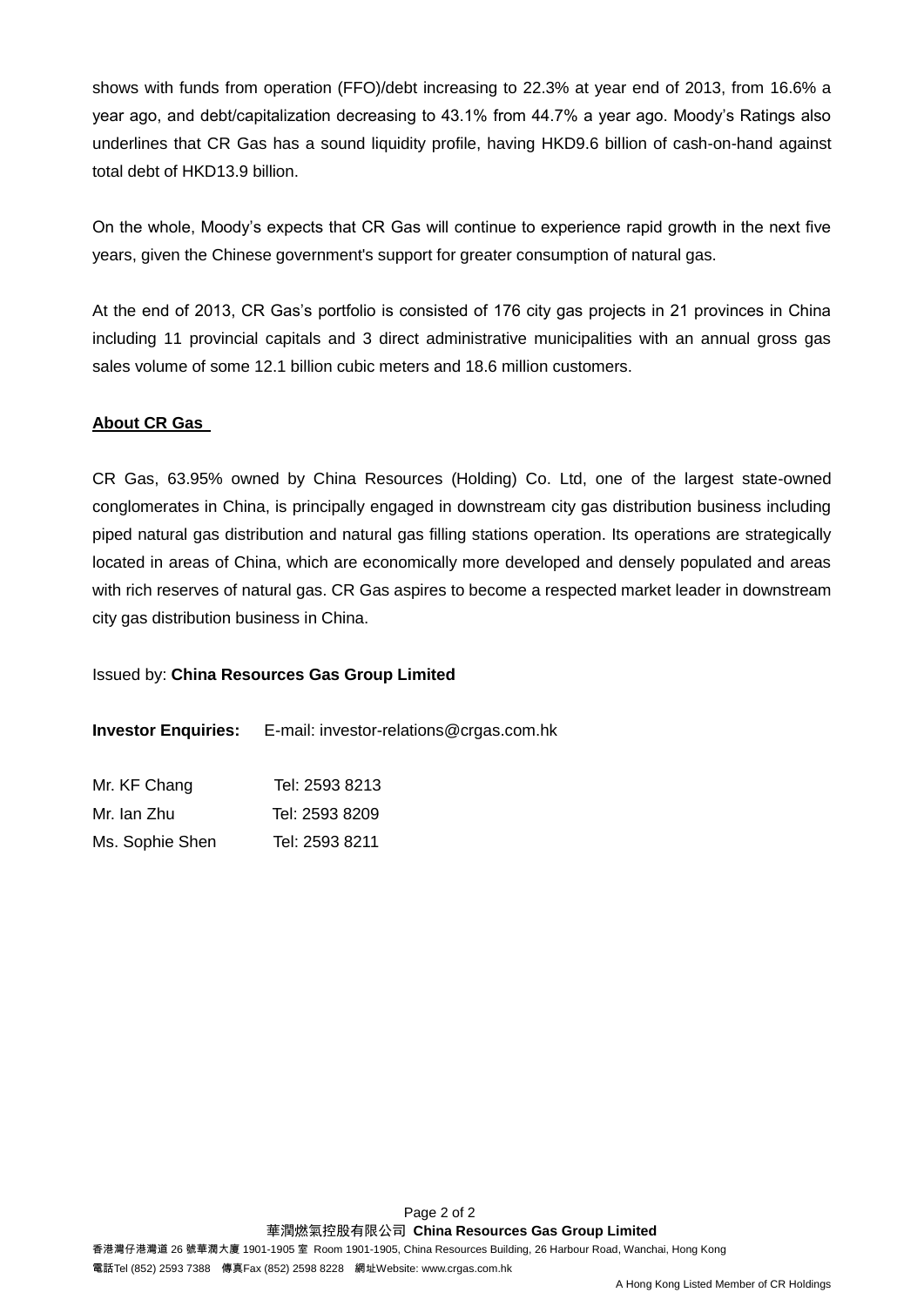shows with funds from operation (FFO)/debt increasing to 22.3% at year end of 2013, from 16.6% a year ago, and debt/capitalization decreasing to 43.1% from 44.7% a year ago. Moody's Ratings also underlines that CR Gas has a sound liquidity profile, having HKD9.6 billion of cash-on-hand against total debt of HKD13.9 billion.

On the whole, Moody's expects that CR Gas will continue to experience rapid growth in the next five years, given the Chinese government's support for greater consumption of natural gas.

At the end of 2013, CR Gas's portfolio is consisted of 176 city gas projects in 21 provinces in China including 11 provincial capitals and 3 direct administrative municipalities with an annual gross gas sales volume of some 12.1 billion cubic meters and 18.6 million customers.

**About CR Gas**

CR Gas, 63.95% owned by China Resources (Holding) Co. Ltd, one of the largest state-owned conglomerates in China, is principally engaged in downstream city gas distribution business including piped natural gas distribution and natural gas filling stations operation. Its operations are strategically located in areas of China, which are economically more developed and densely populated and areas with rich reserves of natural gas. CR Gas aspires to become a respected market leader in downstream city gas distribution business in China.

Issued by: **China Resources Gas Group Limited**

**Investor Enquiries:** E-mail: investor-relations@crgas.com.hk

| | |
|---|---|
| Mr. KF Chang | Tel: 2593 8213 |
| Mr. Ian Zhu | Tel: 2593 8209 |
| Ms. Sophie Shen | Tel: 2593 8211 |

華潤燃氣控股有限公司 **China Resources Gas Group Limited**

香港灣仔港灣道 26 號華潤大廈 1901-1905 室 Room 1901-1905, China Resources Building, 26 Harbour Road, Wanchai, Hong Kong

電話Tel (852) 2593 7388 傳真Fax (852) 2598 8228 網址Website: www.crgas.com.hk

A Hong Kong Listed Member of CR Holdings